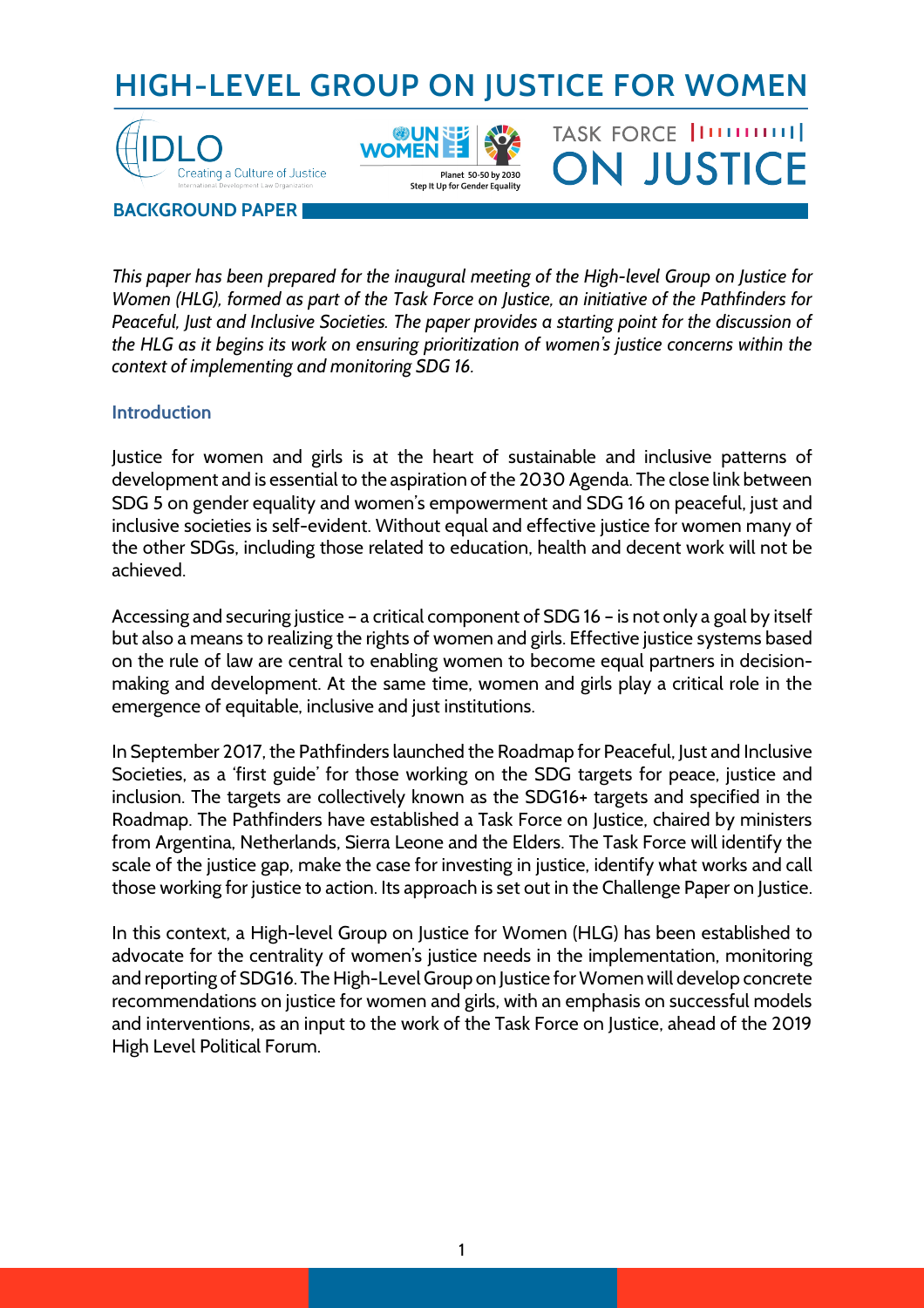# HIGH-LEVEL GROUP ON JUSTICE FOR WOMEN

**BACKGROUND PAPER**

*This paper has been prepared for the inaugural meeting of the High-level Group on Justice for Women (HLG), formed as part of the Task Force on Justice, an initiative of the Pathfinders for Peaceful, Just and Inclusive Societies. The paper provides a starting point for the discussion of the HLG as it begins its work on ensuring prioritization of women's justice concerns within the context of implementing and monitoring SDG 16.*

## Introduction

Justice for women and girls is at the heart of sustainable and inclusive patterns of development and is essential to the aspiration of the 2030 Agenda. The close link between SDG 5 on gender equality and women's empowerment and SDG 16 on peaceful, just and inclusive societies is self-evident. Without equal and effective justice for women many of the other SDGs, including those related to education, health and decent work will not be achieved.

Accessing and securing justice – a critical component of SDG 16 – is not only a goal by itself but also a means to realizing the rights of women and girls. Effective justice systems based on the rule of law are central to enabling women to become equal partners in decision-making and development. At the same time, women and girls play a critical role in the emergence of equitable, inclusive and just institutions.

In September 2017, the Pathfinders launched the Roadmap for Peaceful, Just and Inclusive Societies, as a 'first guide' for those working on the SDG targets for peace, justice and inclusion. The targets are collectively known as the SDG16+ targets and specified in the Roadmap. The Pathfinders have established a Task Force on Justice, chaired by ministers from Argentina, Netherlands, Sierra Leone and the Elders. The Task Force will identify the scale of the justice gap, make the case for investing in justice, identify what works and call those working for justice to action. Its approach is set out in the Challenge Paper on Justice.

In this context, a High-level Group on Justice for Women (HLG) has been established to advocate for the centrality of women's justice needs in the implementation, monitoring and reporting of SDG16. The High-Level Group on Justice for Women will develop concrete recommendations on justice for women and girls, with an emphasis on successful models and interventions, as an input to the work of the Task Force on Justice, ahead of the 2019 High Level Political Forum.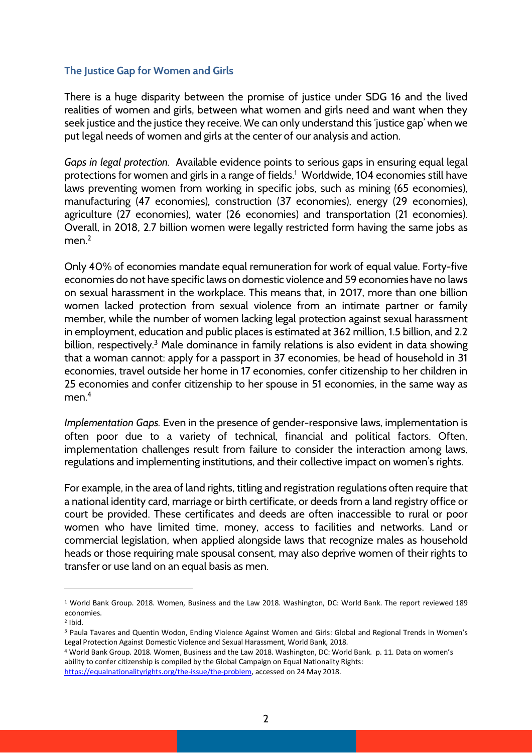## The Justice Gap for Women and Girls

There is a huge disparity between the promise of justice under SDG 16 and the lived realities of women and girls, between what women and girls need and want when they seek justice and the justice they receive. We can only understand this 'justice gap' when we put legal needs of women and girls at the center of our analysis and action.

*Gaps in legal protection.* Available evidence points to serious gaps in ensuring equal legal protections for women and girls in a range of fields.[1] Worldwide, 104 economies still have laws preventing women from working in specific jobs, such as mining (65 economies), manufacturing (47 economies), construction (37 economies), energy (29 economies), agriculture (27 economies), water (26 economies) and transportation (21 economies). Overall, in 2018, 2.7 billion women were legally restricted form having the same jobs as men.[2]

Only 40% of economies mandate equal remuneration for work of equal value. Forty-five economies do not have specific laws on domestic violence and 59 economies have no laws on sexual harassment in the workplace. This means that, in 2017, more than one billion women lacked protection from sexual violence from an intimate partner or family member, while the number of women lacking legal protection against sexual harassment in employment, education and public places is estimated at 362 million, 1.5 billion, and 2.2 billion, respectively.[3] Male dominance in family relations is also evident in data showing that a woman cannot: apply for a passport in 37 economies, be head of household in 31 economies, travel outside her home in 17 economies, confer citizenship to her children in 25 economies and confer citizenship to her spouse in 51 economies, in the same way as men.[4]

*Implementation Gaps.* Even in the presence of gender-responsive laws, implementation is often poor due to a variety of technical, financial and political factors. Often, implementation challenges result from failure to consider the interaction among laws, regulations and implementing institutions, and their collective impact on women's rights.

For example, in the area of land rights, titling and registration regulations often require that a national identity card, marriage or birth certificate, or deeds from a land registry office or court be provided. These certificates and deeds are often inaccessible to rural or poor women who have limited time, money, access to facilities and networks. Land or commercial legislation, when applied alongside laws that recognize males as household heads or those requiring male spousal consent, may also deprive women of their rights to transfer or use land on an equal basis as men.

---

[1] World Bank Group. 2018. Women, Business and the Law 2018. Washington, DC: World Bank. The report reviewed 189 economies.

[2] Ibid.

[3] Paula Tavares and Quentin Wodon, Ending Violence Against Women and Girls: Global and Regional Trends in Women's Legal Protection Against Domestic Violence and Sexual Harassment, World Bank, 2018.

[4] World Bank Group. 2018. Women, Business and the Law 2018. Washington, DC: World Bank. p. 11. Data on women's ability to confer citizenship is compiled by the Global Campaign on Equal Nationality Rights: https://equalnationalityrights.org/the-issue/the-problem, accessed on 24 May 2018.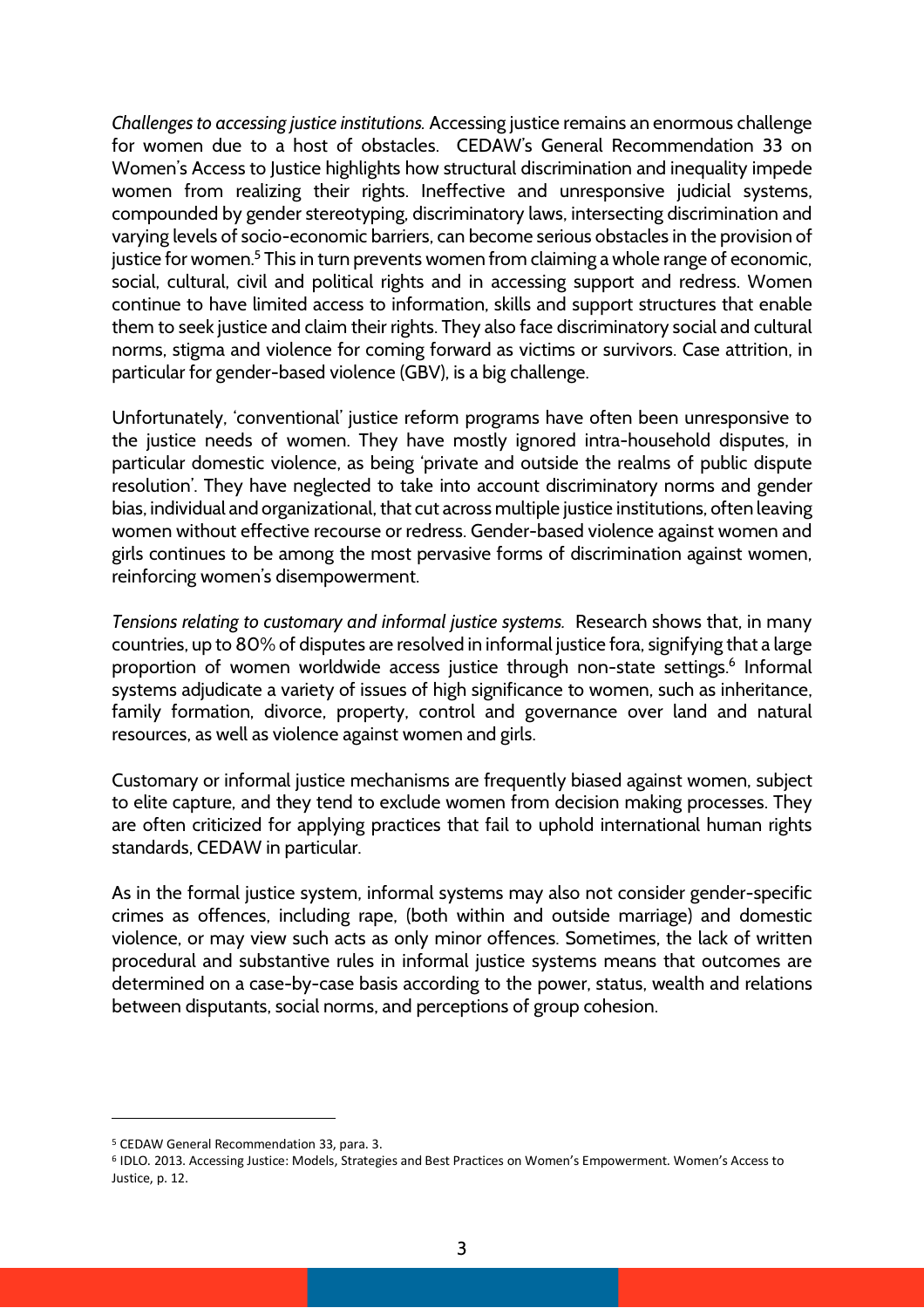*Challenges to accessing justice institutions.* Accessing justice remains an enormous challenge for women due to a host of obstacles. CEDAW's General Recommendation 33 on Women's Access to Justice highlights how structural discrimination and inequality impede women from realizing their rights. Ineffective and unresponsive judicial systems, compounded by gender stereotyping, discriminatory laws, intersecting discrimination and varying levels of socio-economic barriers, can become serious obstacles in the provision of justice for women.[5] This in turn prevents women from claiming a whole range of economic, social, cultural, civil and political rights and in accessing support and redress. Women continue to have limited access to information, skills and support structures that enable them to seek justice and claim their rights. They also face discriminatory social and cultural norms, stigma and violence for coming forward as victims or survivors. Case attrition, in particular for gender-based violence (GBV), is a big challenge.

Unfortunately, 'conventional' justice reform programs have often been unresponsive to the justice needs of women. They have mostly ignored intra-household disputes, in particular domestic violence, as being 'private and outside the realms of public dispute resolution'. They have neglected to take into account discriminatory norms and gender bias, individual and organizational, that cut across multiple justice institutions, often leaving women without effective recourse or redress. Gender-based violence against women and girls continues to be among the most pervasive forms of discrimination against women, reinforcing women's disempowerment.

*Tensions relating to customary and informal justice systems.* Research shows that, in many countries, up to 80% of disputes are resolved in informal justice fora, signifying that a large proportion of women worldwide access justice through non-state settings.[6] Informal systems adjudicate a variety of issues of high significance to women, such as inheritance, family formation, divorce, property, control and governance over land and natural resources, as well as violence against women and girls.

Customary or informal justice mechanisms are frequently biased against women, subject to elite capture, and they tend to exclude women from decision making processes. They are often criticized for applying practices that fail to uphold international human rights standards, CEDAW in particular.

As in the formal justice system, informal systems may also not consider gender-specific crimes as offences, including rape, (both within and outside marriage) and domestic violence, or may view such acts as only minor offences. Sometimes, the lack of written procedural and substantive rules in informal justice systems means that outcomes are determined on a case-by-case basis according to the power, status, wealth and relations between disputants, social norms, and perceptions of group cohesion.

---

[5] CEDAW General Recommendation 33, para. 3.

[6] IDLO. 2013. Accessing Justice: Models, Strategies and Best Practices on Women's Empowerment. Women's Access to Justice, p. 12.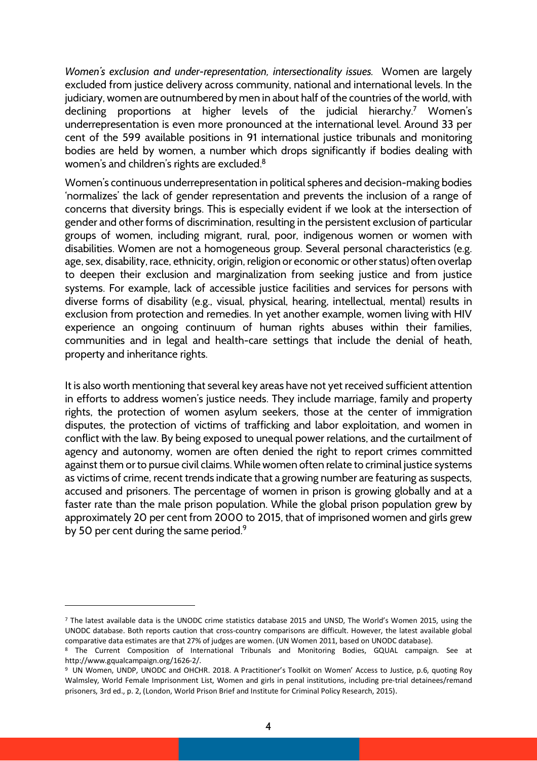*Women's exclusion and under-representation, intersectionality issues.* Women are largely excluded from justice delivery across community, national and international levels. In the judiciary, women are outnumbered by men in about half of the countries of the world, with declining proportions at higher levels of the judicial hierarchy.[7] Women's underrepresentation is even more pronounced at the international level. Around 33 per cent of the 599 available positions in 91 international justice tribunals and monitoring bodies are held by women, a number which drops significantly if bodies dealing with women's and children's rights are excluded.[8]

Women's continuous underrepresentation in political spheres and decision-making bodies 'normalizes' the lack of gender representation and prevents the inclusion of a range of concerns that diversity brings. This is especially evident if we look at the intersection of gender and other forms of discrimination, resulting in the persistent exclusion of particular groups of women, including migrant, rural, poor, indigenous women or women with disabilities. Women are not a homogeneous group. Several personal characteristics (e.g. age, sex, disability, race, ethnicity, origin, religion or economic or other status) often overlap to deepen their exclusion and marginalization from seeking justice and from justice systems. For example, lack of accessible justice facilities and services for persons with diverse forms of disability (e.g., visual, physical, hearing, intellectual, mental) results in exclusion from protection and remedies. In yet another example, women living with HIV experience an ongoing continuum of human rights abuses within their families, communities and in legal and health-care settings that include the denial of heath, property and inheritance rights.

It is also worth mentioning that several key areas have not yet received sufficient attention in efforts to address women's justice needs. They include marriage, family and property rights, the protection of women asylum seekers, those at the center of immigration disputes, the protection of victims of trafficking and labor exploitation, and women in conflict with the law. By being exposed to unequal power relations, and the curtailment of agency and autonomy, women are often denied the right to report crimes committed against them or to pursue civil claims. While women often relate to criminal justice systems as victims of crime, recent trends indicate that a growing number are featuring as suspects, accused and prisoners. The percentage of women in prison is growing globally and at a faster rate than the male prison population. While the global prison population grew by approximately 20 per cent from 2000 to 2015, that of imprisoned women and girls grew by 50 per cent during the same period.[9]

---

[7] The latest available data is the UNODC crime statistics database 2015 and UNSD, The World's Women 2015, using the UNODC database. Both reports caution that cross-country comparisons are difficult. However, the latest available global comparative data estimates are that 27% of judges are women. (UN Women 2011, based on UNODC database).

[8] The Current Composition of International Tribunals and Monitoring Bodies, GQUAL campaign. See at http://www.gqualcampaign.org/1626-2/.

[9] UN Women, UNDP, UNODC and OHCHR. 2018. A Practitioner's Toolkit on Women' Access to Justice, p.6, quoting Roy Walmsley, World Female Imprisonment List, Women and girls in penal institutions, including pre-trial detainees/remand prisoners, 3rd ed., p. 2, (London, World Prison Brief and Institute for Criminal Policy Research, 2015).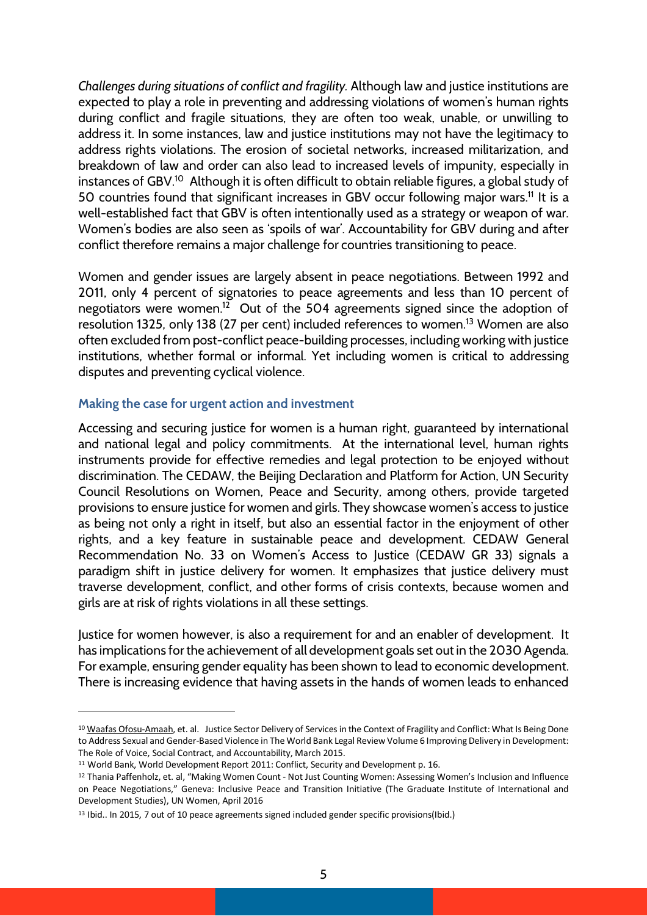*Challenges during situations of conflict and fragility.* Although law and justice institutions are expected to play a role in preventing and addressing violations of women's human rights during conflict and fragile situations, they are often too weak, unable, or unwilling to address it. In some instances, law and justice institutions may not have the legitimacy to address rights violations. The erosion of societal networks, increased militarization, and breakdown of law and order can also lead to increased levels of impunity, especially in instances of GBV.[10] Although it is often difficult to obtain reliable figures, a global study of 50 countries found that significant increases in GBV occur following major wars.[11] It is a well-established fact that GBV is often intentionally used as a strategy or weapon of war. Women's bodies are also seen as 'spoils of war'. Accountability for GBV during and after conflict therefore remains a major challenge for countries transitioning to peace.

Women and gender issues are largely absent in peace negotiations. Between 1992 and 2011, only 4 percent of signatories to peace agreements and less than 10 percent of negotiators were women.[12] Out of the 504 agreements signed since the adoption of resolution 1325, only 138 (27 per cent) included references to women.[13] Women are also often excluded from post-conflict peace-building processes, including working with justice institutions, whether formal or informal. Yet including women is critical to addressing disputes and preventing cyclical violence.

### Making the case for urgent action and investment

Accessing and securing justice for women is a human right, guaranteed by international and national legal and policy commitments. At the international level, human rights instruments provide for effective remedies and legal protection to be enjoyed without discrimination. The CEDAW, the Beijing Declaration and Platform for Action, UN Security Council Resolutions on Women, Peace and Security, among others, provide targeted provisions to ensure justice for women and girls. They showcase women's access to justice as being not only a right in itself, but also an essential factor in the enjoyment of other rights, and a key feature in sustainable peace and development. CEDAW General Recommendation No. 33 on Women's Access to Justice (CEDAW GR 33) signals a paradigm shift in justice delivery for women. It emphasizes that justice delivery must traverse development, conflict, and other forms of crisis contexts, because women and girls are at risk of rights violations in all these settings.

Justice for women however, is also a requirement for and an enabler of development. It has implications for the achievement of all development goals set out in the 2030 Agenda. For example, ensuring gender equality has been shown to lead to economic development. There is increasing evidence that having assets in the hands of women leads to enhanced

---

[10] Waafas Ofosu-Amaah, et. al. Justice Sector Delivery of Services in the Context of Fragility and Conflict: What Is Being Done to Address Sexual and Gender-Based Violence in The World Bank Legal Review Volume 6 Improving Delivery in Development: The Role of Voice, Social Contract, and Accountability, March 2015.

[11] World Bank, World Development Report 2011: Conflict, Security and Development p. 16.

[12] Thania Paffenholz, et. al, "Making Women Count - Not Just Counting Women: Assessing Women's Inclusion and Influence on Peace Negotiations," Geneva: Inclusive Peace and Transition Initiative (The Graduate Institute of International and Development Studies), UN Women, April 2016

[13] Ibid.. In 2015, 7 out of 10 peace agreements signed included gender specific provisions(Ibid.)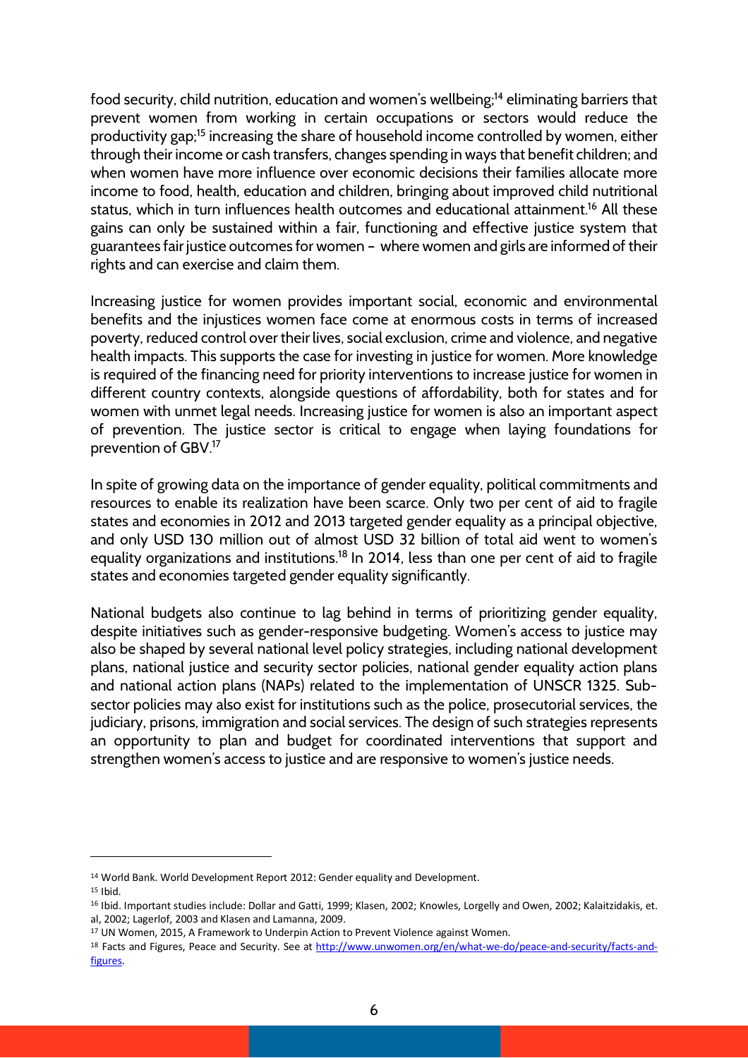food security, child nutrition, education and women's wellbeing;[14] eliminating barriers that prevent women from working in certain occupations or sectors would reduce the productivity gap;[15] increasing the share of household income controlled by women, either through their income or cash transfers, changes spending in ways that benefit children; and when women have more influence over economic decisions their families allocate more income to food, health, education and children, bringing about improved child nutritional status, which in turn influences health outcomes and educational attainment.[16] All these gains can only be sustained within a fair, functioning and effective justice system that guarantees fair justice outcomes for women – where women and girls are informed of their rights and can exercise and claim them.

Increasing justice for women provides important social, economic and environmental benefits and the injustices women face come at enormous costs in terms of increased poverty, reduced control over their lives, social exclusion, crime and violence, and negative health impacts. This supports the case for investing in justice for women. More knowledge is required of the financing need for priority interventions to increase justice for women in different country contexts, alongside questions of affordability, both for states and for women with unmet legal needs. Increasing justice for women is also an important aspect of prevention. The justice sector is critical to engage when laying foundations for prevention of GBV.[17]

In spite of growing data on the importance of gender equality, political commitments and resources to enable its realization have been scarce. Only two per cent of aid to fragile states and economies in 2012 and 2013 targeted gender equality as a principal objective, and only USD 130 million out of almost USD 32 billion of total aid went to women's equality organizations and institutions.[18] In 2014, less than one per cent of aid to fragile states and economies targeted gender equality significantly.

National budgets also continue to lag behind in terms of prioritizing gender equality, despite initiatives such as gender-responsive budgeting. Women's access to justice may also be shaped by several national level policy strategies, including national development plans, national justice and security sector policies, national gender equality action plans and national action plans (NAPs) related to the implementation of UNSCR 1325. Sub-sector policies may also exist for institutions such as the police, prosecutorial services, the judiciary, prisons, immigration and social services. The design of such strategies represents an opportunity to plan and budget for coordinated interventions that support and strengthen women's access to justice and are responsive to women's justice needs.

---

[14] World Bank. World Development Report 2012: Gender equality and Development.

[15] Ibid.

[16] Ibid. Important studies include: Dollar and Gatti, 1999; Klasen, 2002; Knowles, Lorgelly and Owen, 2002; Kalaitzidakis, et. al, 2002; Lagerlof, 2003 and Klasen and Lamanna, 2009.

[17] UN Women, 2015, A Framework to Underpin Action to Prevent Violence against Women.

[18] Facts and Figures, Peace and Security. See at [http://www.unwomen.org/en/what-we-do/peace-and-security/facts-and-figures](http://www.unwomen.org/en/what-we-do/peace-and-security/facts-and-figures).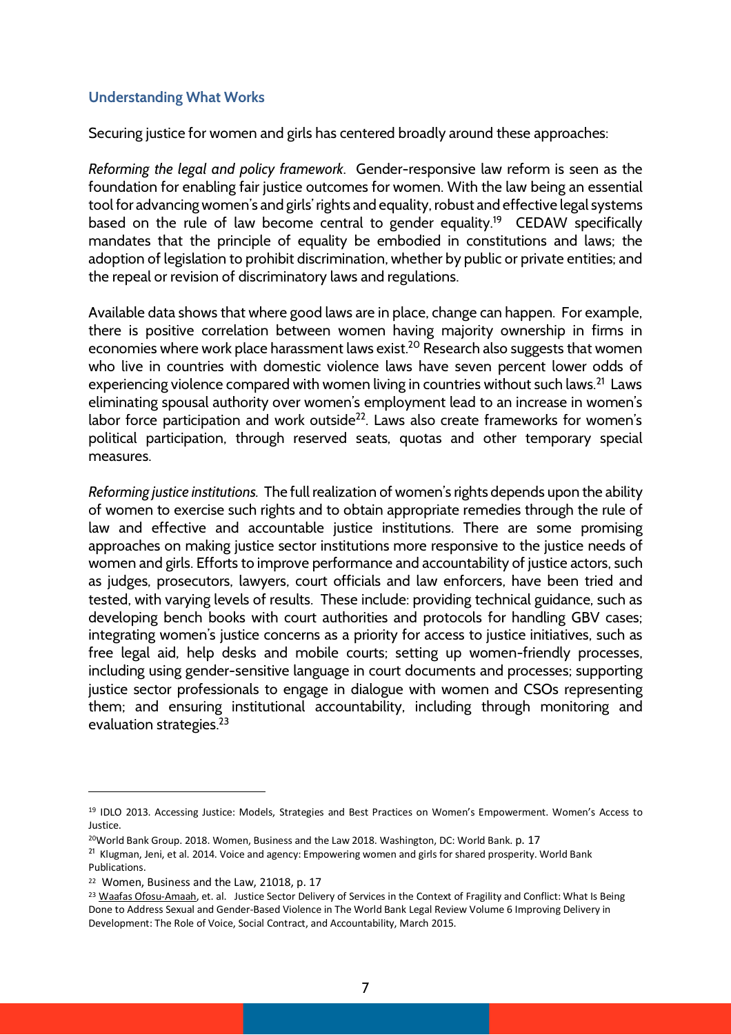### Understanding What Works

Securing justice for women and girls has centered broadly around these approaches:

*Reforming the legal and policy framework*. Gender-responsive law reform is seen as the foundation for enabling fair justice outcomes for women. With the law being an essential tool for advancing women's and girls' rights and equality, robust and effective legal systems based on the rule of law become central to gender equality.[19] CEDAW specifically mandates that the principle of equality be embodied in constitutions and laws; the adoption of legislation to prohibit discrimination, whether by public or private entities; and the repeal or revision of discriminatory laws and regulations.

Available data shows that where good laws are in place, change can happen. For example, there is positive correlation between women having majority ownership in firms in economies where work place harassment laws exist.[20] Research also suggests that women who live in countries with domestic violence laws have seven percent lower odds of experiencing violence compared with women living in countries without such laws.[21] Laws eliminating spousal authority over women's employment lead to an increase in women's labor force participation and work outside[22]. Laws also create frameworks for women's political participation, through reserved seats, quotas and other temporary special measures.

*Reforming justice institutions.* The full realization of women's rights depends upon the ability of women to exercise such rights and to obtain appropriate remedies through the rule of law and effective and accountable justice institutions. There are some promising approaches on making justice sector institutions more responsive to the justice needs of women and girls. Efforts to improve performance and accountability of justice actors, such as judges, prosecutors, lawyers, court officials and law enforcers, have been tried and tested, with varying levels of results. These include: providing technical guidance, such as developing bench books with court authorities and protocols for handling GBV cases; integrating women's justice concerns as a priority for access to justice initiatives, such as free legal aid, help desks and mobile courts; setting up women-friendly processes, including using gender-sensitive language in court documents and processes; supporting justice sector professionals to engage in dialogue with women and CSOs representing them; and ensuring institutional accountability, including through monitoring and evaluation strategies.[23]

---

[19] IDLO 2013. Accessing Justice: Models, Strategies and Best Practices on Women's Empowerment. Women's Access to Justice.

[20] World Bank Group. 2018. Women, Business and the Law 2018. Washington, DC: World Bank. p. 17

[21] Klugman, Jeni, et al. 2014. Voice and agency: Empowering women and girls for shared prosperity. World Bank Publications.

[22] Women, Business and the Law, 21018, p. 17

[23] Waafas Ofosu-Amaah, et. al. Justice Sector Delivery of Services in the Context of Fragility and Conflict: What Is Being Done to Address Sexual and Gender-Based Violence in The World Bank Legal Review Volume 6 Improving Delivery in Development: The Role of Voice, Social Contract, and Accountability, March 2015.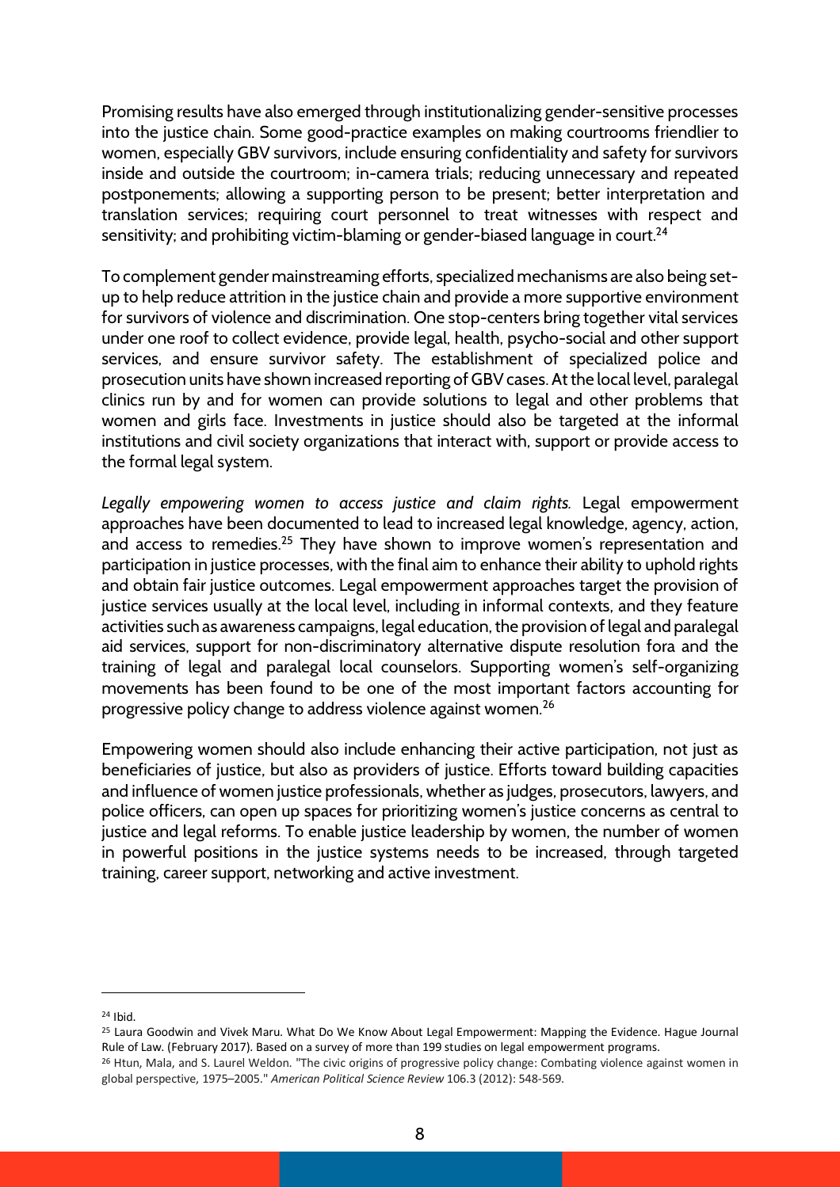Promising results have also emerged through institutionalizing gender-sensitive processes into the justice chain. Some good-practice examples on making courtrooms friendlier to women, especially GBV survivors, include ensuring confidentiality and safety for survivors inside and outside the courtroom; in-camera trials; reducing unnecessary and repeated postponements; allowing a supporting person to be present; better interpretation and translation services; requiring court personnel to treat witnesses with respect and sensitivity; and prohibiting victim-blaming or gender-biased language in court.[24]

To complement gender mainstreaming efforts, specialized mechanisms are also being set-up to help reduce attrition in the justice chain and provide a more supportive environment for survivors of violence and discrimination. One stop-centers bring together vital services under one roof to collect evidence, provide legal, health, psycho-social and other support services, and ensure survivor safety. The establishment of specialized police and prosecution units have shown increased reporting of GBV cases. At the local level, paralegal clinics run by and for women can provide solutions to legal and other problems that women and girls face. Investments in justice should also be targeted at the informal institutions and civil society organizations that interact with, support or provide access to the formal legal system.

*Legally empowering women to access justice and claim rights.* Legal empowerment approaches have been documented to lead to increased legal knowledge, agency, action, and access to remedies.[25] They have shown to improve women's representation and participation in justice processes, with the final aim to enhance their ability to uphold rights and obtain fair justice outcomes. Legal empowerment approaches target the provision of justice services usually at the local level, including in informal contexts, and they feature activities such as awareness campaigns, legal education, the provision of legal and paralegal aid services, support for non-discriminatory alternative dispute resolution fora and the training of legal and paralegal local counselors. Supporting women's self-organizing movements has been found to be one of the most important factors accounting for progressive policy change to address violence against women.[26]

Empowering women should also include enhancing their active participation, not just as beneficiaries of justice, but also as providers of justice. Efforts toward building capacities and influence of women justice professionals, whether as judges, prosecutors, lawyers, and police officers, can open up spaces for prioritizing women's justice concerns as central to justice and legal reforms. To enable justice leadership by women, the number of women in powerful positions in the justice systems needs to be increased, through targeted training, career support, networking and active investment.

---

[24] Ibid.

[25] Laura Goodwin and Vivek Maru. What Do We Know About Legal Empowerment: Mapping the Evidence. Hague Journal Rule of Law. (February 2017). Based on a survey of more than 199 studies on legal empowerment programs.

[26] Htun, Mala, and S. Laurel Weldon. "The civic origins of progressive policy change: Combating violence against women in global perspective, 1975–2005." *American Political Science Review* 106.3 (2012): 548-569.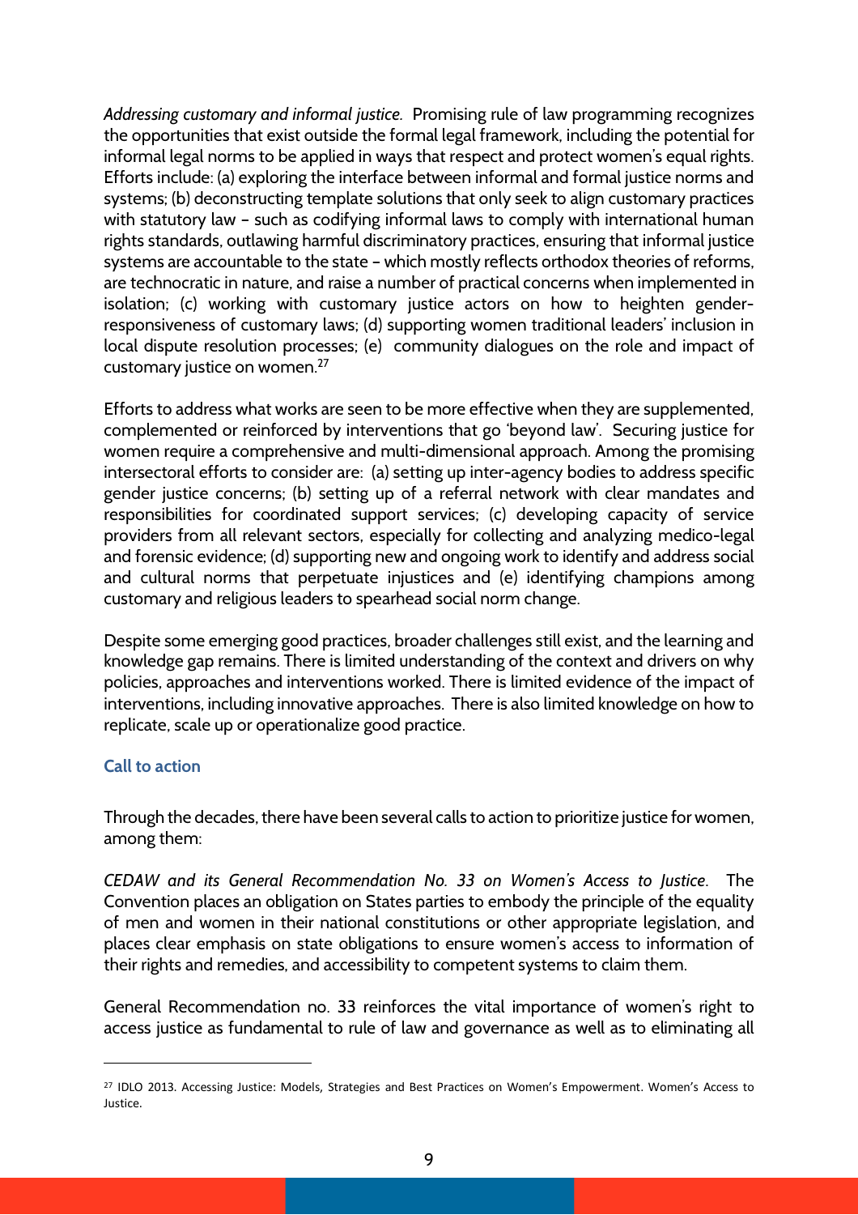*Addressing customary and informal justice.* Promising rule of law programming recognizes the opportunities that exist outside the formal legal framework, including the potential for informal legal norms to be applied in ways that respect and protect women's equal rights. Efforts include: (a) exploring the interface between informal and formal justice norms and systems; (b) deconstructing template solutions that only seek to align customary practices with statutory law – such as codifying informal laws to comply with international human rights standards, outlawing harmful discriminatory practices, ensuring that informal justice systems are accountable to the state – which mostly reflects orthodox theories of reforms, are technocratic in nature, and raise a number of practical concerns when implemented in isolation; (c) working with customary justice actors on how to heighten gender-responsiveness of customary laws; (d) supporting women traditional leaders' inclusion in local dispute resolution processes; (e) community dialogues on the role and impact of customary justice on women.[27]

Efforts to address what works are seen to be more effective when they are supplemented, complemented or reinforced by interventions that go 'beyond law'. Securing justice for women require a comprehensive and multi-dimensional approach. Among the promising intersectoral efforts to consider are: (a) setting up inter-agency bodies to address specific gender justice concerns; (b) setting up of a referral network with clear mandates and responsibilities for coordinated support services; (c) developing capacity of service providers from all relevant sectors, especially for collecting and analyzing medico-legal and forensic evidence; (d) supporting new and ongoing work to identify and address social and cultural norms that perpetuate injustices and (e) identifying champions among customary and religious leaders to spearhead social norm change.

Despite some emerging good practices, broader challenges still exist, and the learning and knowledge gap remains. There is limited understanding of the context and drivers on why policies, approaches and interventions worked. There is limited evidence of the impact of interventions, including innovative approaches. There is also limited knowledge on how to replicate, scale up or operationalize good practice.

### Call to action

Through the decades, there have been several calls to action to prioritize justice for women, among them:

*CEDAW and its General Recommendation No. 33 on Women's Access to Justice*. The Convention places an obligation on States parties to embody the principle of the equality of men and women in their national constitutions or other appropriate legislation, and places clear emphasis on state obligations to ensure women's access to information of their rights and remedies, and accessibility to competent systems to claim them.

General Recommendation no. 33 reinforces the vital importance of women's right to access justice as fundamental to rule of law and governance as well as to eliminating all

---

[27] IDLO 2013. Accessing Justice: Models, Strategies and Best Practices on Women's Empowerment. Women's Access to Justice.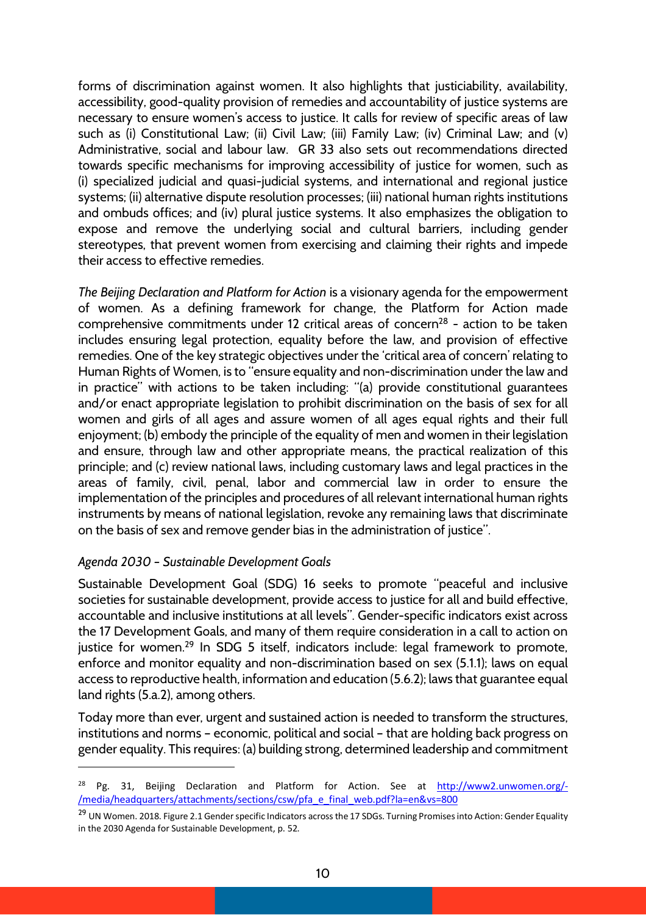forms of discrimination against women. It also highlights that justiciability, availability, accessibility, good-quality provision of remedies and accountability of justice systems are necessary to ensure women's access to justice. It calls for review of specific areas of law such as (i) Constitutional Law; (ii) Civil Law; (iii) Family Law; (iv) Criminal Law; and (v) Administrative, social and labour law. GR 33 also sets out recommendations directed towards specific mechanisms for improving accessibility of justice for women, such as (i) specialized judicial and quasi-judicial systems, and international and regional justice systems; (ii) alternative dispute resolution processes; (iii) national human rights institutions and ombuds offices; and (iv) plural justice systems. It also emphasizes the obligation to expose and remove the underlying social and cultural barriers, including gender stereotypes, that prevent women from exercising and claiming their rights and impede their access to effective remedies.

*The Beijing Declaration and Platform for Action* is a visionary agenda for the empowerment of women. As a defining framework for change, the Platform for Action made comprehensive commitments under 12 critical areas of concern[28] - action to be taken includes ensuring legal protection, equality before the law, and provision of effective remedies. One of the key strategic objectives under the 'critical area of concern' relating to Human Rights of Women, is to "ensure equality and non-discrimination under the law and in practice" with actions to be taken including: "(a) provide constitutional guarantees and/or enact appropriate legislation to prohibit discrimination on the basis of sex for all women and girls of all ages and assure women of all ages equal rights and their full enjoyment; (b) embody the principle of the equality of men and women in their legislation and ensure, through law and other appropriate means, the practical realization of this principle; and (c) review national laws, including customary laws and legal practices in the areas of family, civil, penal, labor and commercial law in order to ensure the implementation of the principles and procedures of all relevant international human rights instruments by means of national legislation, revoke any remaining laws that discriminate on the basis of sex and remove gender bias in the administration of justice".

### *Agenda 2030 - Sustainable Development Goals*

Sustainable Development Goal (SDG) 16 seeks to promote "peaceful and inclusive societies for sustainable development, provide access to justice for all and build effective, accountable and inclusive institutions at all levels". Gender-specific indicators exist across the 17 Development Goals, and many of them require consideration in a call to action on justice for women.[29] In SDG 5 itself, indicators include: legal framework to promote, enforce and monitor equality and non-discrimination based on sex (5.1.1); laws on equal access to reproductive health, information and education (5.6.2); laws that guarantee equal land rights (5.a.2), among others.

Today more than ever, urgent and sustained action is needed to transform the structures, institutions and norms - economic, political and social - that are holding back progress on gender equality. This requires: (a) building strong, determined leadership and commitment

---

[28] Pg. 31, Beijing Declaration and Platform for Action. See at http://www2.unwomen.org/-/media/headquarters/attachments/sections/csw/pfa_e_final_web.pdf?la=en&vs=800

[29] UN Women. 2018. Figure 2.1 Gender specific Indicators across the 17 SDGs. Turning Promises into Action: Gender Equality in the 2030 Agenda for Sustainable Development, p. 52.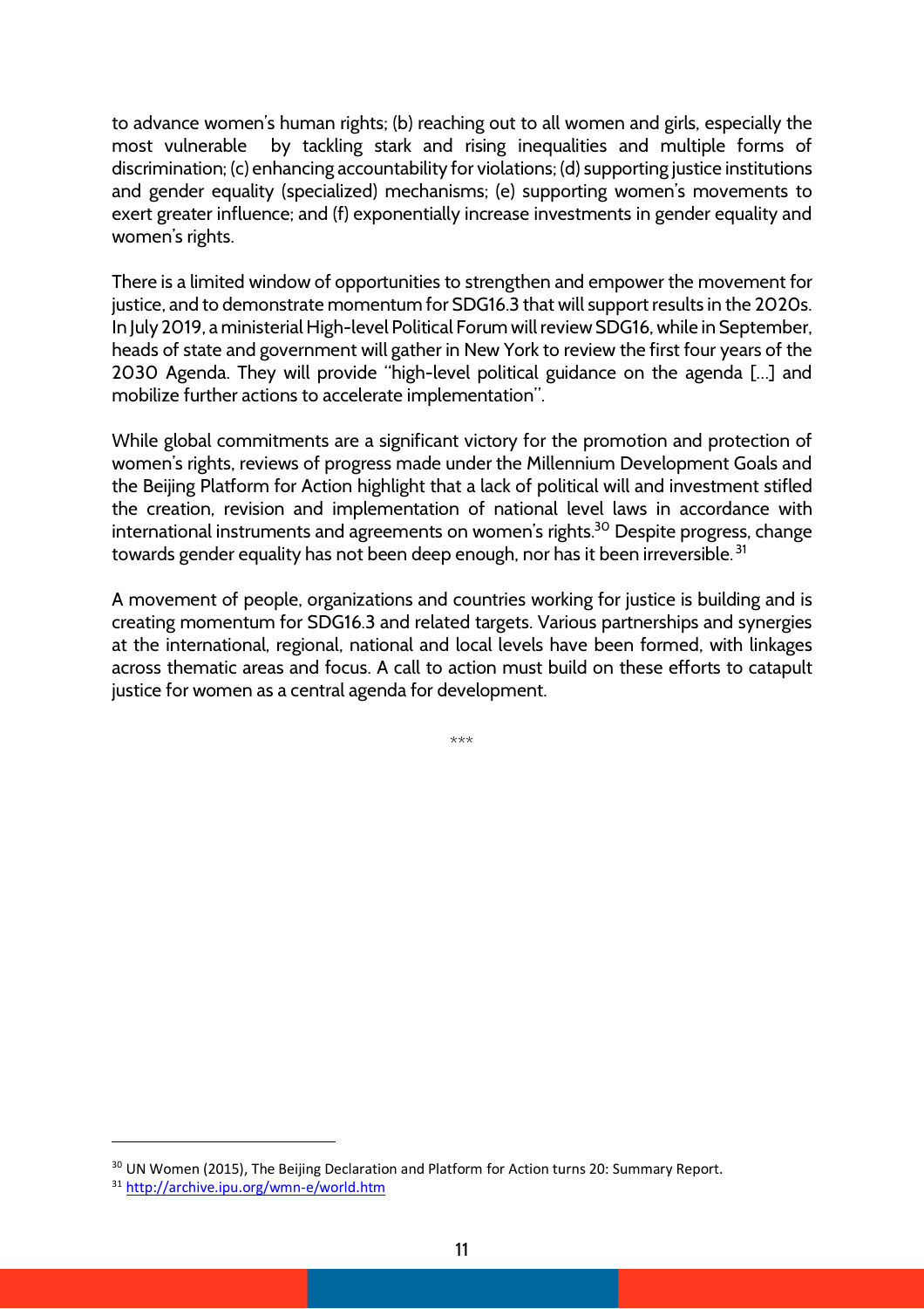to advance women's human rights; (b) reaching out to all women and girls, especially the most vulnerable by tackling stark and rising inequalities and multiple forms of discrimination; (c) enhancing accountability for violations; (d) supporting justice institutions and gender equality (specialized) mechanisms; (e) supporting women's movements to exert greater influence; and (f) exponentially increase investments in gender equality and women's rights.

There is a limited window of opportunities to strengthen and empower the movement for justice, and to demonstrate momentum for SDG16.3 that will support results in the 2020s. In July 2019, a ministerial High-level Political Forum will review SDG16, while in September, heads of state and government will gather in New York to review the first four years of the 2030 Agenda. They will provide "high-level political guidance on the agenda [...] and mobilize further actions to accelerate implementation".

While global commitments are a significant victory for the promotion and protection of women's rights, reviews of progress made under the Millennium Development Goals and the Beijing Platform for Action highlight that a lack of political will and investment stifled the creation, revision and implementation of national level laws in accordance with international instruments and agreements on women's rights.[30] Despite progress, change towards gender equality has not been deep enough, nor has it been irreversible.[31]

A movement of people, organizations and countries working for justice is building and is creating momentum for SDG16.3 and related targets. Various partnerships and synergies at the international, regional, national and local levels have been formed, with linkages across thematic areas and focus. A call to action must build on these efforts to catapult justice for women as a central agenda for development.

\*\*\*

---

[30] UN Women (2015), The Beijing Declaration and Platform for Action turns 20: Summary Report.

[31] http://archive.ipu.org/wmn-e/world.htm